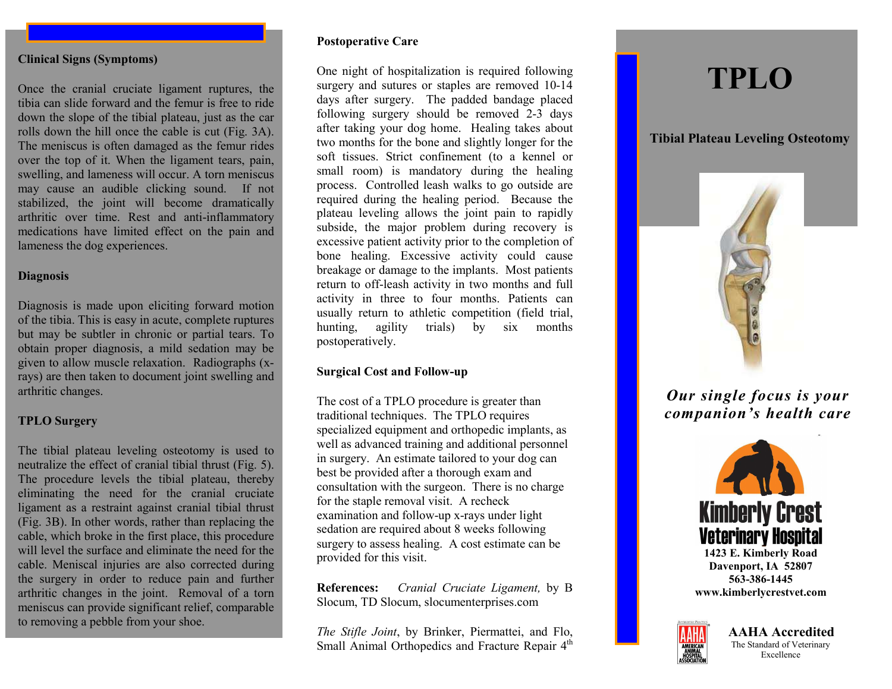### Clinical Signs (Symptoms)

Once the cranial cruciate ligament ruptures, the tibia can slide forward and the femur is free to ride down the slope of the tibial plateau, just as the car rolls down the hill once the cable is cut (Fig. 3A). The meniscus is often damaged as the femur rides over the top of it. When the ligament tears, pain, swelling, and lameness will occur. A torn meniscus may cause an audible clicking sound. If not stabilized, the joint will become dramatically arthritic over time. Rest and anti-inflammatory medications have limited effect on the pain and lameness the dog experiences.

### Diagnosis

Diagnosis is made upon eliciting forward motion of the tibia. This is easy in acute, complete ruptures but may be subtler in chronic or partial tears. To obtain proper diagnosis, a mild sedation may be given to allow muscle relaxation. Radiographs (x-rays) are then taken to document joint swelling and arthritic changes.

### TPLO Surgery

The tibial plateau leveling osteotomy is used to neutralize the effect of cranial tibial thrust (Fig. 5). The procedure levels the tibial plateau, thereby eliminating the need for the cranial cruciate ligament as a restraint against cranial tibial thrust (Fig. 3B). In other words, rather than replacing the cable, which broke in the first place, this procedure will level the surface and eliminate the need for the cable. Meniscal injuries are also corrected during the surgery in order to reduce pain and further arthritic changes in the joint. Removal of a torn meniscus can provide significant relief, comparable to removing a pebble from your shoe.

### Postoperative Care

One night of hospitalization is required following surgery and sutures or staples are removed 10-14 days after surgery. The padded bandage placed following surgery should be removed 2-3 days after taking your dog home. Healing takes about two months for the bone and slightly longer for the soft tissues. Strict confinement (to a kennel or small room) is mandatory during the healing process. Controlled leash walks to go outside are required during the healing period. Because the plateau leveling allows the joint pain to rapidly subside, the major problem during recovery is excessive patient activity prior to the completion of bone healing. Excessive activity could cause breakage or damage to the implants. Most patients return to off-leash activity in two months and full activity in three to four months. Patients can usually return to athletic competition (field trial, hunting, agility trials) by six months postoperatively.

### Surgical Cost and Follow-up

The cost of a TPLO procedure is greater than traditional techniques. The TPLO requires specialized equipment and orthopedic implants, as well as advanced training and additional personnel in surgery. An estimate tailored to your dog can best be provided after a thorough exam and consultation with the surgeon. There is no charge for the staple removal visit. A recheck examination and follow-up x-rays under light sedation are required about 8 weeks following surgery to assess healing. A cost estimate can be provided for this visit.

**References:** *Cranial Cruciate Ligament,* by B Slocum, TD Slocum, slocumenterprises.com

*The Stifle Joint*, by Brinker, Piermattei, and Flo, Small Animal Orthopedics and Fracture Repair 4th

# TPLO

**Tibial Plateau Leveling Osteotomy**

***Our single focus is your companion's health care***

**Kimberly Crest Veterinary Hospital**
**1423 E. Kimberly Road**
**Davenport, IA 52807**
**563-386-1445**
**www.kimberlycrestvet.com**

**AAHA Accredited**
The Standard of Veterinary Excellence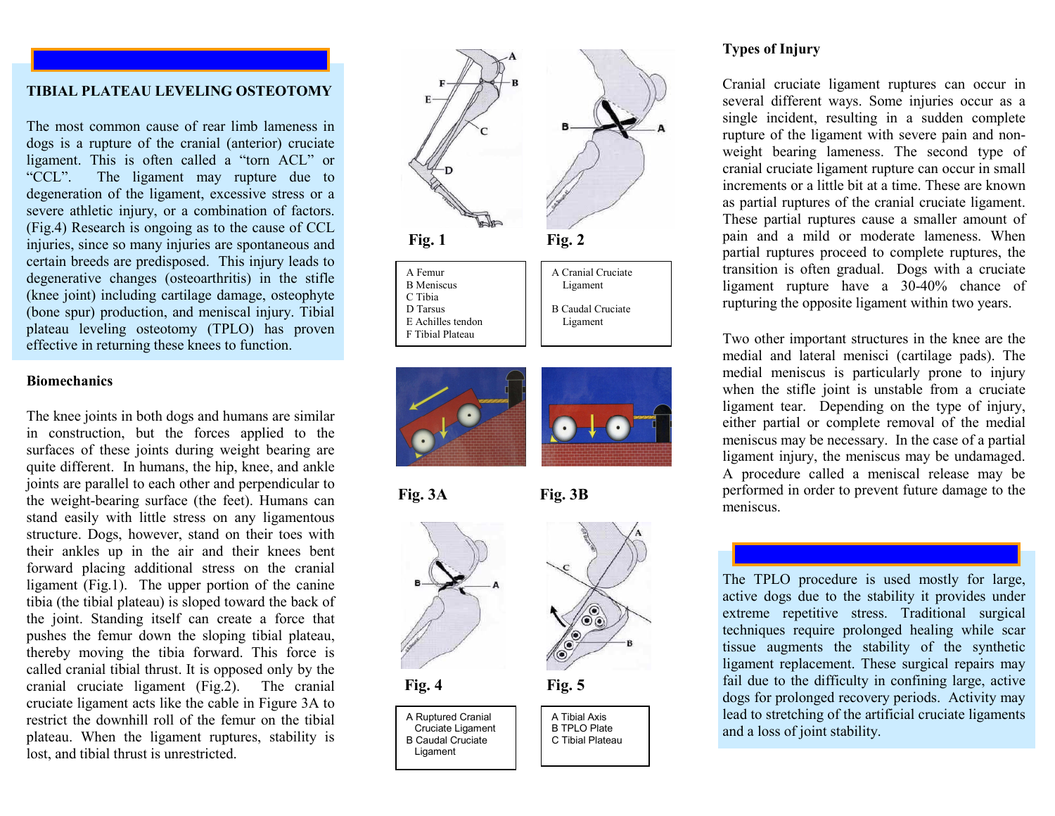## TIBIAL PLATEAU LEVELING OSTEOTOMY

The most common cause of rear limb lameness in dogs is a rupture of the cranial (anterior) cruciate ligament. This is often called a "torn ACL" or "CCL". The ligament may rupture due to degeneration of the ligament, excessive stress or a severe athletic injury, or a combination of factors. (Fig.4) Research is ongoing as to the cause of CCL injuries, since so many injuries are spontaneous and certain breeds are predisposed. This injury leads to degenerative changes (osteoarthritis) in the stifle (knee joint) including cartilage damage, osteophyte (bone spur) production, and meniscal injury. Tibial plateau leveling osteotomy (TPLO) has proven effective in returning these knees to function.

### Biomechanics

The knee joints in both dogs and humans are similar in construction, but the forces applied to the surfaces of these joints during weight bearing are quite different. In humans, the hip, knee, and ankle joints are parallel to each other and perpendicular to the weight-bearing surface (the feet). Humans can stand easily with little stress on any ligamentous structure. Dogs, however, stand on their toes with their ankles up in the air and their knees bent forward placing additional stress on the cranial ligament (Fig.1). The upper portion of the canine tibia (the tibial plateau) is sloped toward the back of the joint. Standing itself can create a force that pushes the femur down the sloping tibial plateau, thereby moving the tibia forward. This force is called cranial tibial thrust. It is opposed only by the cranial cruciate ligament (Fig.2). The cranial cruciate ligament acts like the cable in Figure 3A to restrict the downhill roll of the femur on the tibial plateau. When the ligament ruptures, stability is lost, and tibial thrust is unrestricted.

**Fig. 1**

A Femur
B Meniscus
C Tibia
D Tarsus
E Achilles tendon
F Tibial Plateau

**Fig. 2**

A Cranial Cruciate Ligament

B Caudal Cruciate Ligament

**Fig. 3A**

**Fig. 3B**

**Fig. 4**

A Ruptured Cranial Cruciate Ligament
B Caudal Cruciate Ligament

**Fig. 5**

A Tibial Axis
B TPLO Plate
C Tibial Plateau

### Types of Injury

Cranial cruciate ligament ruptures can occur in several different ways. Some injuries occur as a single incident, resulting in a sudden complete rupture of the ligament with severe pain and non-weight bearing lameness. The second type of cranial cruciate ligament rupture can occur in small increments or a little bit at a time. These are known as partial ruptures of the cranial cruciate ligament. These partial ruptures cause a smaller amount of pain and a mild or moderate lameness. When partial ruptures proceed to complete ruptures, the transition is often gradual. Dogs with a cruciate ligament rupture have a 30-40% chance of rupturing the opposite ligament within two years.

Two other important structures in the knee are the medial and lateral menisci (cartilage pads). The medial meniscus is particularly prone to injury when the stifle joint is unstable from a cruciate ligament tear. Depending on the type of injury, either partial or complete removal of the medial meniscus may be necessary. In the case of a partial ligament injury, the meniscus may be undamaged. A procedure called a meniscal release may be performed in order to prevent future damage to the meniscus.

The TPLO procedure is used mostly for large, active dogs due to the stability it provides under extreme repetitive stress. Traditional surgical techniques require prolonged healing while scar tissue augments the stability of the synthetic ligament replacement. These surgical repairs may fail due to the difficulty in confining large, active dogs for prolonged recovery periods. Activity may lead to stretching of the artificial cruciate ligaments and a loss of joint stability.